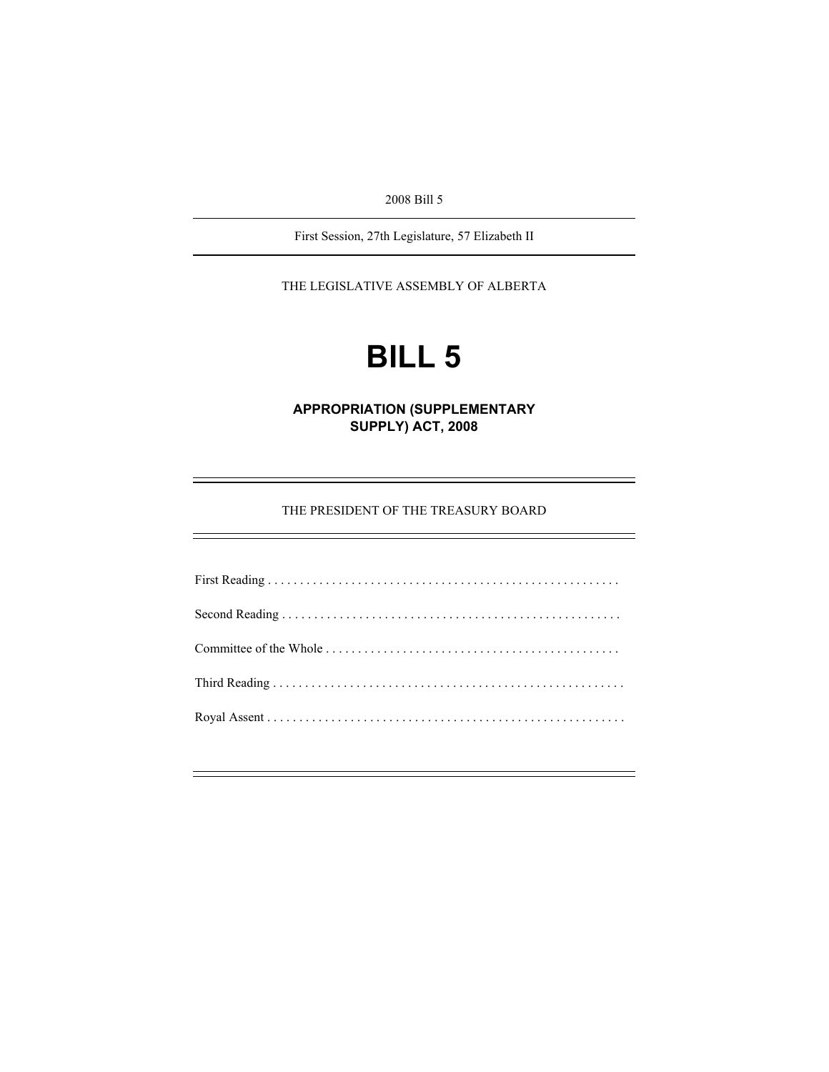2008 Bill 5

First Session, 27th Legislature, 57 Elizabeth II

THE LEGISLATIVE ASSEMBLY OF ALBERTA

# BILL 5

## APPROPRIATION (SUPPLEMENTARY SUPPLY) ACT, 2008

THE PRESIDENT OF THE TREASURY BOARD

First Reading . . . . . . . . . . . . . . . . . . . . . . . . . . . . . . . . . . . . . . . . . . . . . . . . . . . . . .

Second Reading . . . . . . . . . . . . . . . . . . . . . . . . . . . . . . . . . . . . . . . . . . . . . . . . . . . .

Committee of the Whole . . . . . . . . . . . . . . . . . . . . . . . . . . . . . . . . . . . . . . . . . . . . .

Third Reading . . . . . . . . . . . . . . . . . . . . . . . . . . . . . . . . . . . . . . . . . . . . . . . . . . . . . . .

Royal Assent . . . . . . . . . . . . . . . . . . . . . . . . . . . . . . . . . . . . . . . . . . . . . . . . . . . . . . .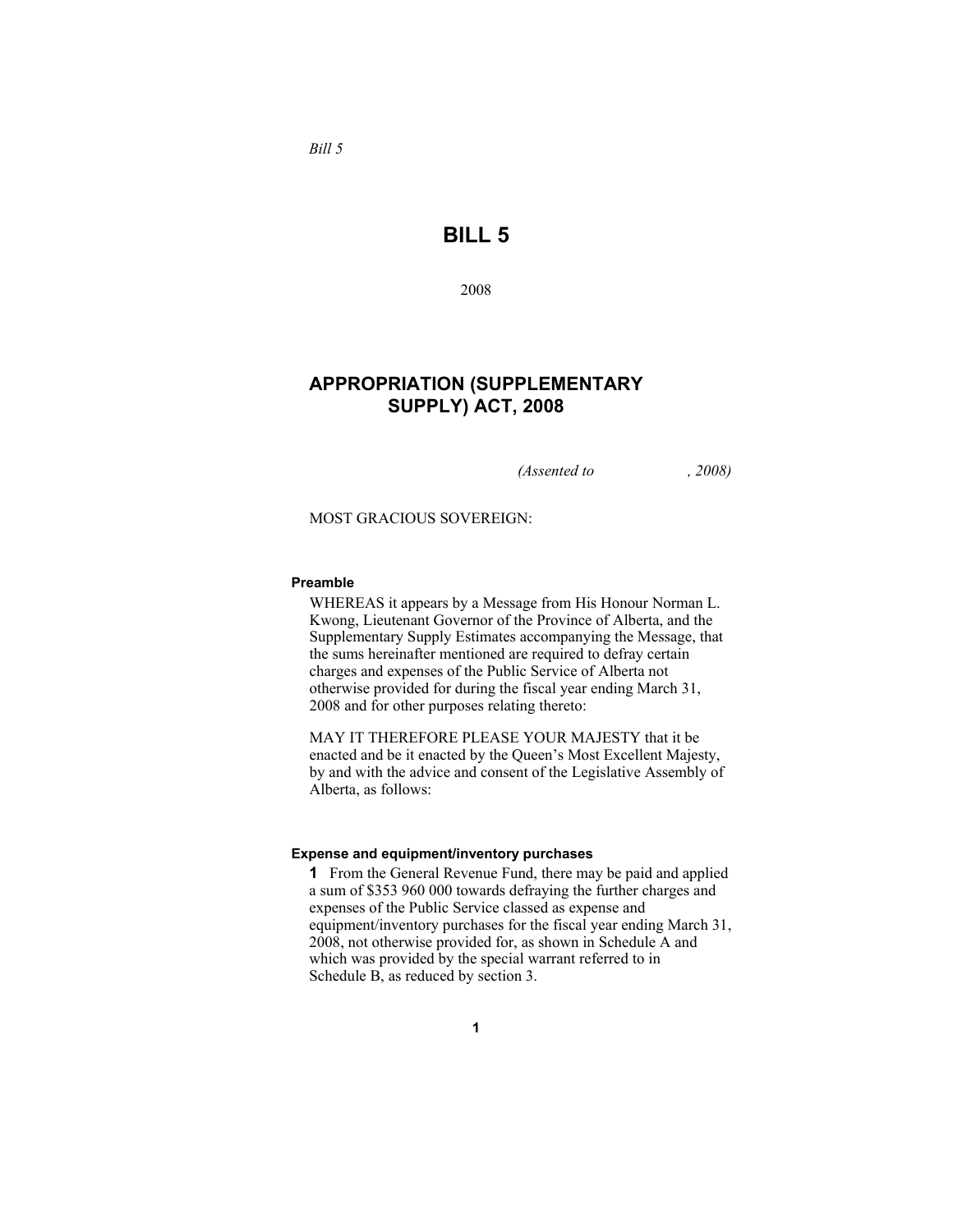*Bill 5*

# BILL 5

2008

## APPROPRIATION (SUPPLEMENTARY SUPPLY) ACT, 2008

*(Assented to , 2008)*

MOST GRACIOUS SOVEREIGN:

**Preamble**

WHEREAS it appears by a Message from His Honour Norman L. Kwong, Lieutenant Governor of the Province of Alberta, and the Supplementary Supply Estimates accompanying the Message, that the sums hereinafter mentioned are required to defray certain charges and expenses of the Public Service of Alberta not otherwise provided for during the fiscal year ending March 31, 2008 and for other purposes relating thereto:

MAY IT THEREFORE PLEASE YOUR MAJESTY that it be enacted and be it enacted by the Queen's Most Excellent Majesty, by and with the advice and consent of the Legislative Assembly of Alberta, as follows:

**Expense and equipment/inventory purchases**

**1** From the General Revenue Fund, there may be paid and applied a sum of $353 960 000 towards defraying the further charges and expenses of the Public Service classed as expense and equipment/inventory purchases for the fiscal year ending March 31, 2008, not otherwise provided for, as shown in Schedule A and which was provided by the special warrant referred to in Schedule B, as reduced by section 3.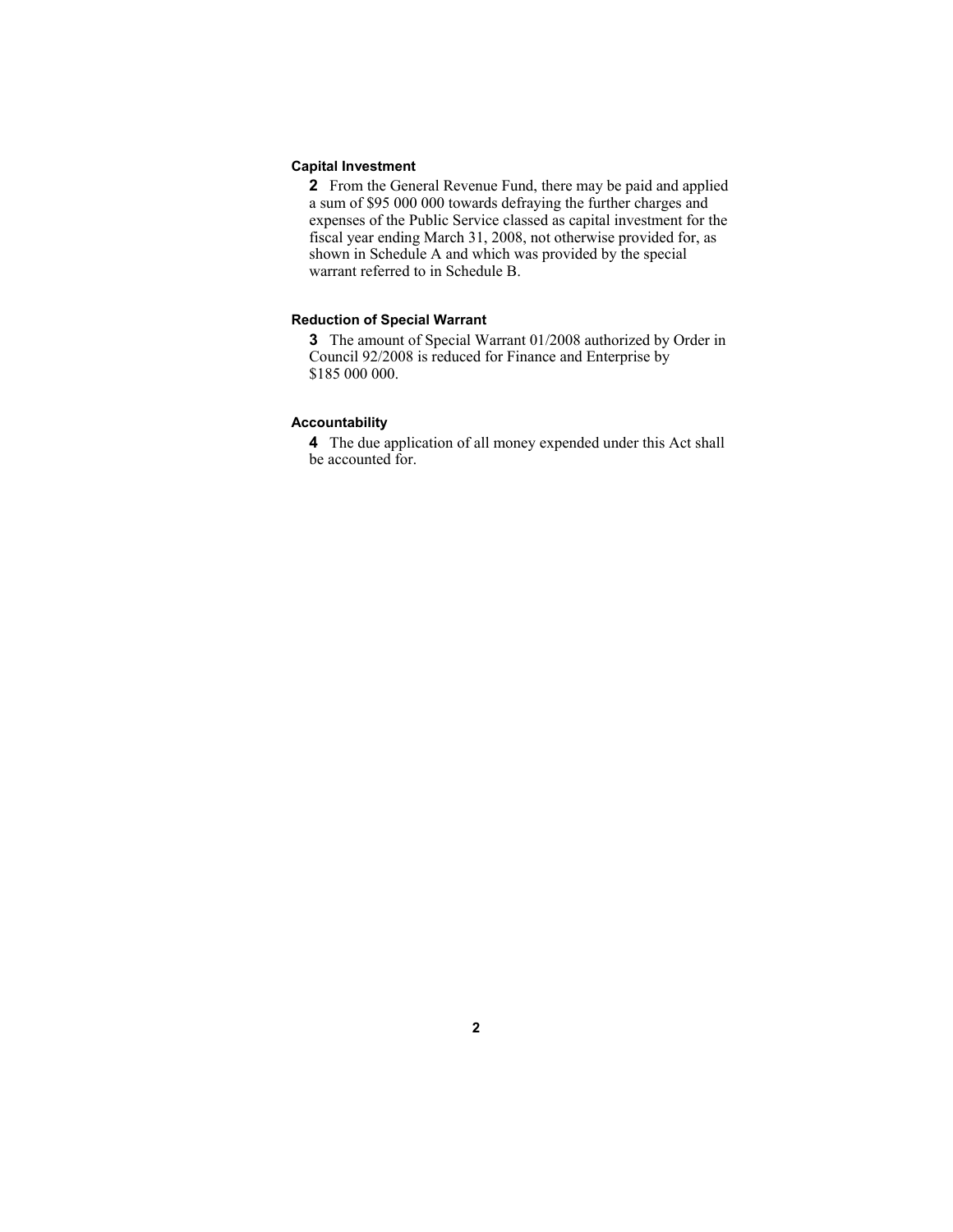### Capital Investment

**2** From the General Revenue Fund, there may be paid and applied a sum of $95 000 000 towards defraying the further charges and expenses of the Public Service classed as capital investment for the fiscal year ending March 31, 2008, not otherwise provided for, as shown in Schedule A and which was provided by the special warrant referred to in Schedule B.

### Reduction of Special Warrant

**3** The amount of Special Warrant 01/2008 authorized by Order in Council 92/2008 is reduced for Finance and Enterprise by $185 000 000.

### Accountability

**4** The due application of all money expended under this Act shall be accounted for.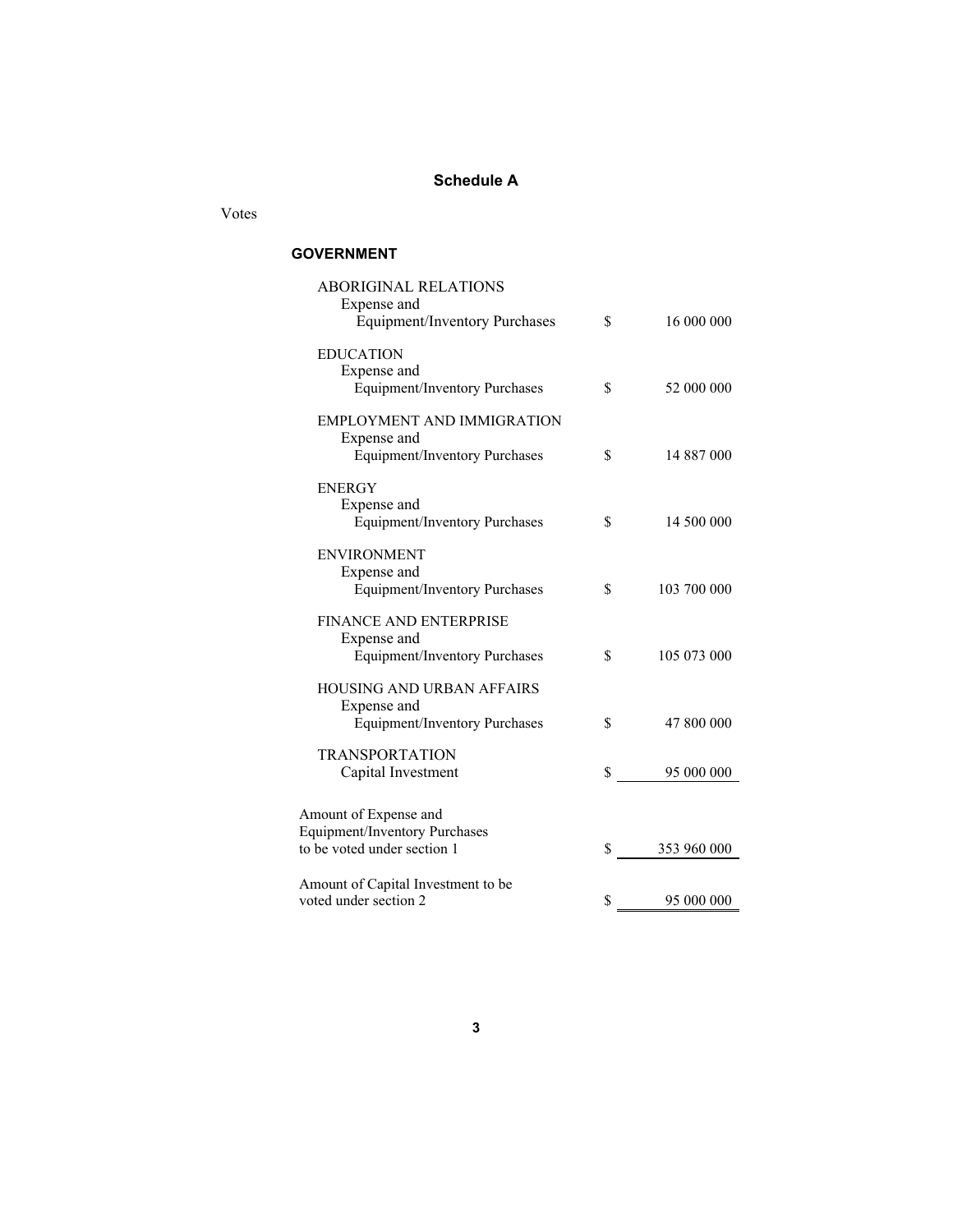## Schedule A

Votes

### GOVERNMENT

| | | |
|---|---|---|
| ABORIGINAL RELATIONS<br>Expense and<br>Equipment/Inventory Purchases | $ | 16 000 000 |
| EDUCATION<br>Expense and<br>Equipment/Inventory Purchases | $ | 52 000 000 |
| EMPLOYMENT AND IMMIGRATION<br>Expense and<br>Equipment/Inventory Purchases | $ | 14 887 000 |
| ENERGY<br>Expense and<br>Equipment/Inventory Purchases | $ | 14 500 000 |
| ENVIRONMENT<br>Expense and<br>Equipment/Inventory Purchases | $ | 103 700 000 |
| FINANCE AND ENTERPRISE<br>Expense and<br>Equipment/Inventory Purchases | $ | 105 073 000 |
| HOUSING AND URBAN AFFAIRS<br>Expense and<br>Equipment/Inventory Purchases | $ | 47 800 000 |
| TRANSPORTATION<br>Capital Investment | $ | 95 000 000 |
| Amount of Expense and Equipment/Inventory Purchases to be voted under section 1 | $ | 353 960 000 |
| Amount of Capital Investment to be voted under section 2 | $ | 95 000 000 |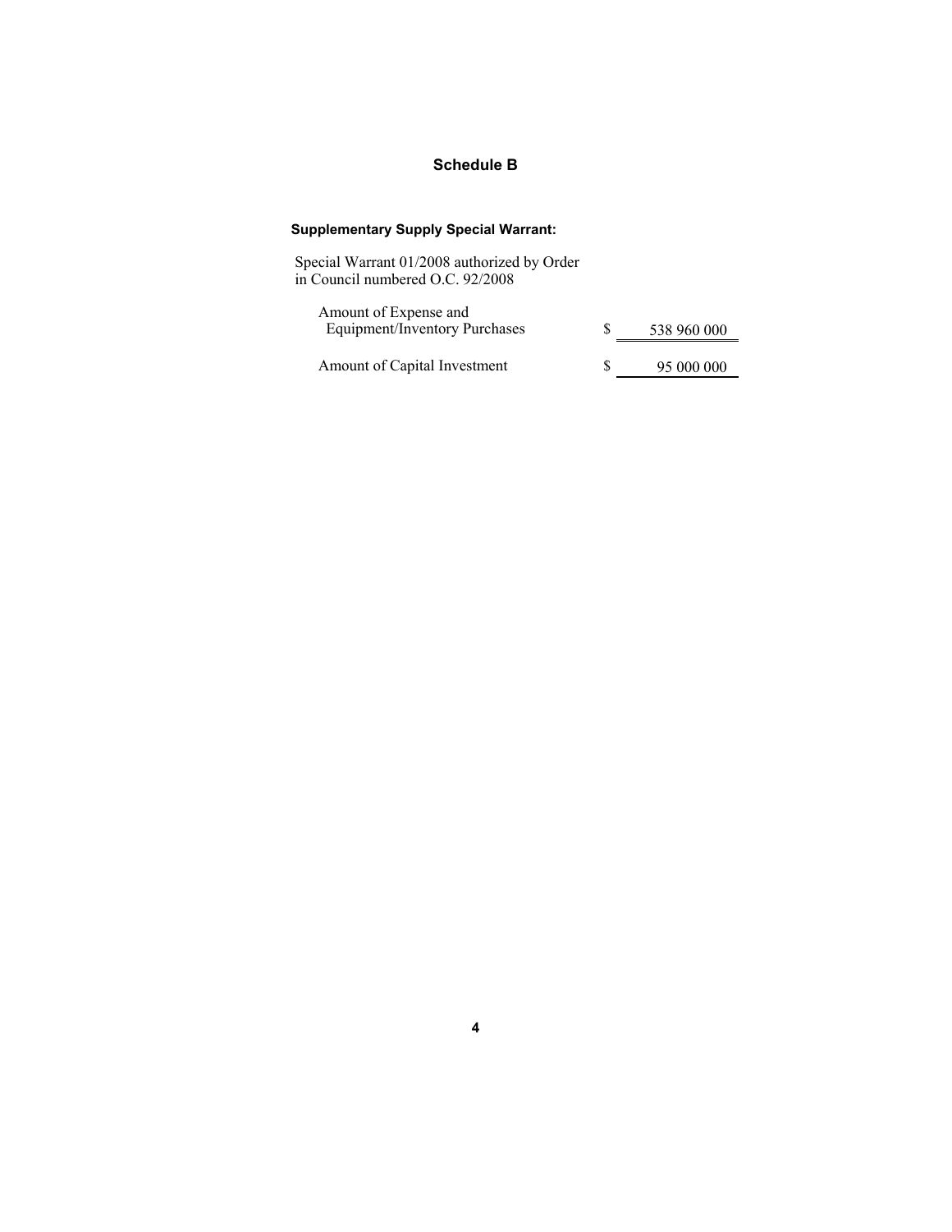## Schedule B

**Supplementary Supply Special Warrant:**

Special Warrant 01/2008 authorized by Order in Council numbered O.C. 92/2008

| | | |
|---|---|---|
| Amount of Expense and Equipment/Inventory Purchases | $ | 538 960 000 |
| Amount of Capital Investment | $ | 95 000 000 |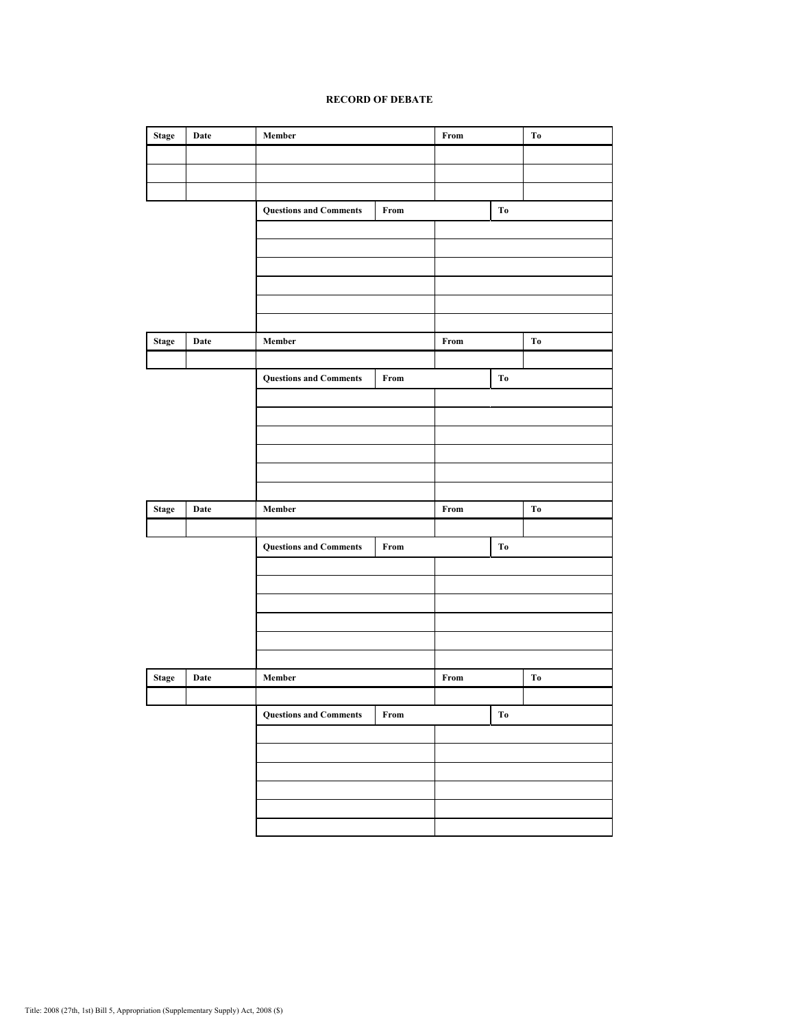**RECORD OF DEBATE**

| Stage | Date | Member | From | To |
|---|---|---|---|---|
| | | | | |
| | | | | |
| | | | | |

| Questions and Comments | From | To |
|---|---|---|
| | | |
| | | |
| | | |
| | | |
| | | |
| | | |

| Stage | Date | Member | From | To |
|---|---|---|---|---|
| | | | | |

| Questions and Comments | From | To |
|---|---|---|
| | | |
| | | |
| | | |
| | | |
| | | |
| | | |

| Stage | Date | Member | From | To |
|---|---|---|---|---|
| | | | | |

| Questions and Comments | From | To |
|---|---|---|
| | | |
| | | |
| | | |
| | | |
| | | |
| | | |

| Stage | Date | Member | From | To |
|---|---|---|---|---|
| | | | | |

| Questions and Comments | From | To |
|---|---|---|
| | | |
| | | |
| | | |
| | | |
| | | |
| | | |

Title: 2008 (27th, 1st) Bill 5, Appropriation (Supplementary Supply) Act, 2008 ($)